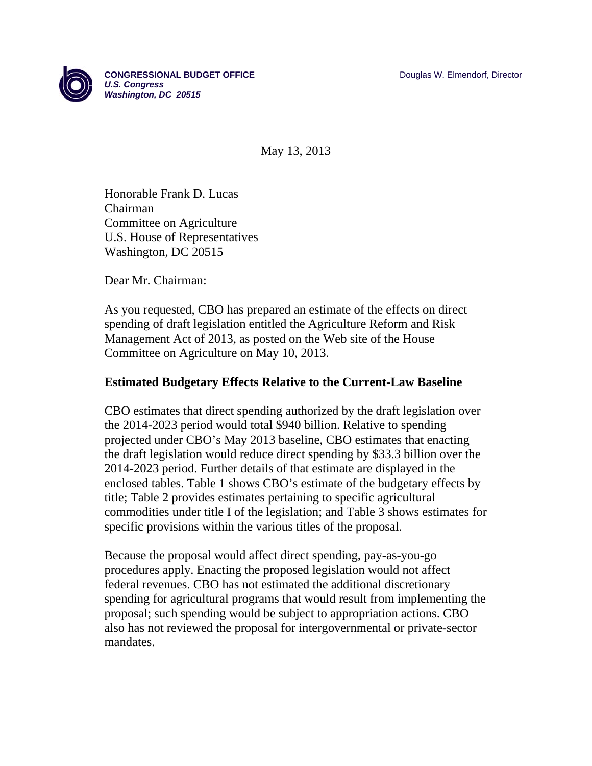**CONGRESSIONAL BUDGET OFFICE**
***U.S. Congress***
***Washington, DC 20515***

Douglas W. Elmendorf, Director

May 13, 2013

Honorable Frank D. Lucas
Chairman
Committee on Agriculture
U.S. House of Representatives
Washington, DC 20515

Dear Mr. Chairman:

As you requested, CBO has prepared an estimate of the effects on direct spending of draft legislation entitled the Agriculture Reform and Risk Management Act of 2013, as posted on the Web site of the House Committee on Agriculture on May 10, 2013.

## Estimated Budgetary Effects Relative to the Current-Law Baseline

CBO estimates that direct spending authorized by the draft legislation over the 2014-2023 period would total $940 billion. Relative to spending projected under CBO's May 2013 baseline, CBO estimates that enacting the draft legislation would reduce direct spending by $33.3 billion over the 2014-2023 period. Further details of that estimate are displayed in the enclosed tables. Table 1 shows CBO's estimate of the budgetary effects by title; Table 2 provides estimates pertaining to specific agricultural commodities under title I of the legislation; and Table 3 shows estimates for specific provisions within the various titles of the proposal.

Because the proposal would affect direct spending, pay-as-you-go procedures apply. Enacting the proposed legislation would not affect federal revenues. CBO has not estimated the additional discretionary spending for agricultural programs that would result from implementing the proposal; such spending would be subject to appropriation actions. CBO also has not reviewed the proposal for intergovernmental or private-sector mandates.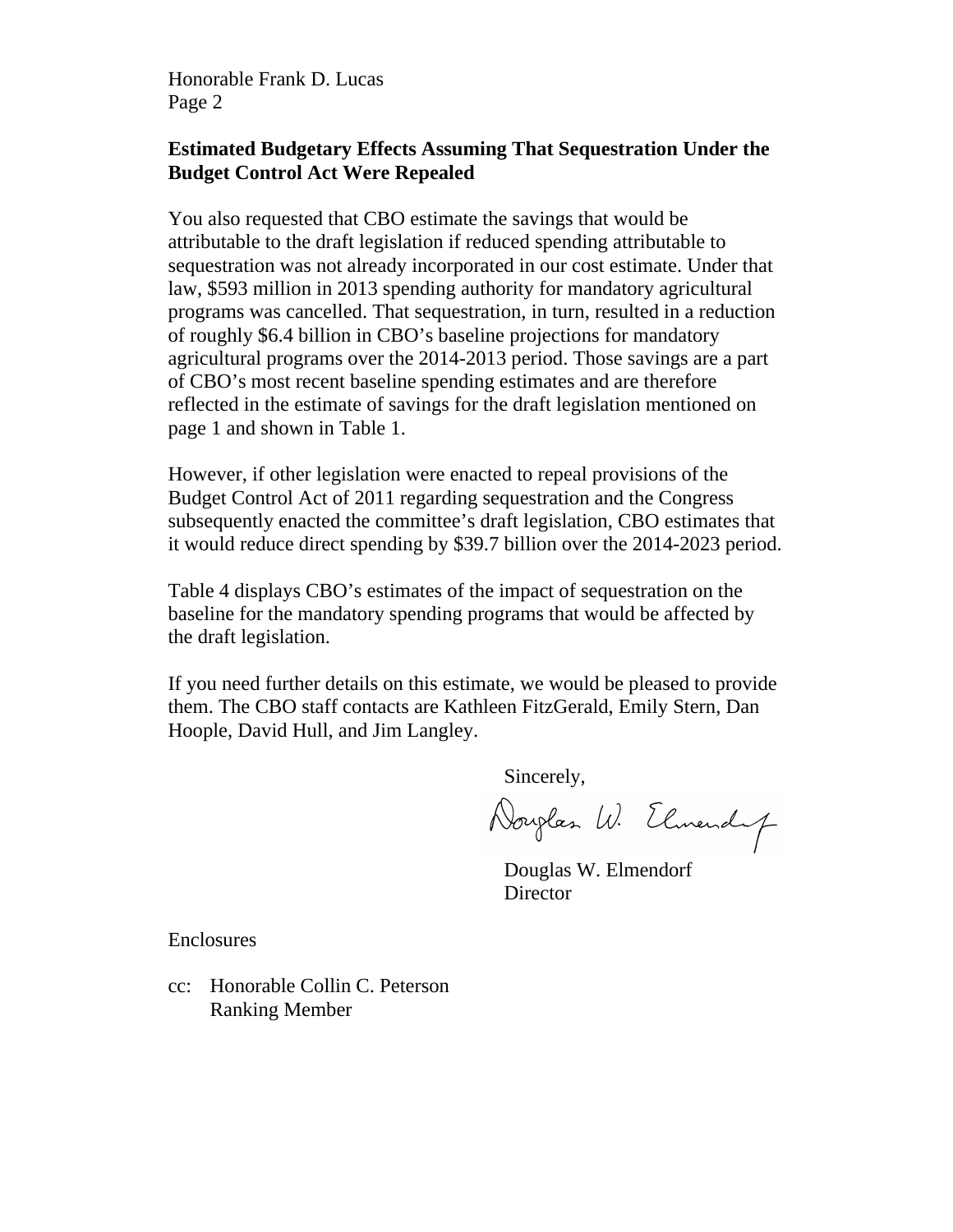Honorable Frank D. Lucas

## Estimated Budgetary Effects Assuming That Sequestration Under the Budget Control Act Were Repealed

You also requested that CBO estimate the savings that would be attributable to the draft legislation if reduced spending attributable to sequestration was not already incorporated in our cost estimate. Under that law, $593 million in 2013 spending authority for mandatory agricultural programs was cancelled. That sequestration, in turn, resulted in a reduction of roughly $6.4 billion in CBO's baseline projections for mandatory agricultural programs over the 2014-2013 period. Those savings are a part of CBO's most recent baseline spending estimates and are therefore reflected in the estimate of savings for the draft legislation mentioned on page 1 and shown in Table 1.

However, if other legislation were enacted to repeal provisions of the Budget Control Act of 2011 regarding sequestration and the Congress subsequently enacted the committee's draft legislation, CBO estimates that it would reduce direct spending by $39.7 billion over the 2014-2023 period.

Table 4 displays CBO's estimates of the impact of sequestration on the baseline for the mandatory spending programs that would be affected by the draft legislation.

If you need further details on this estimate, we would be pleased to provide them. The CBO staff contacts are Kathleen FitzGerald, Emily Stern, Dan Hoople, David Hull, and Jim Langley.

Sincerely,

Douglas W. Elmendorf
Director

Enclosures

cc: Honorable Collin C. Peterson
Ranking Member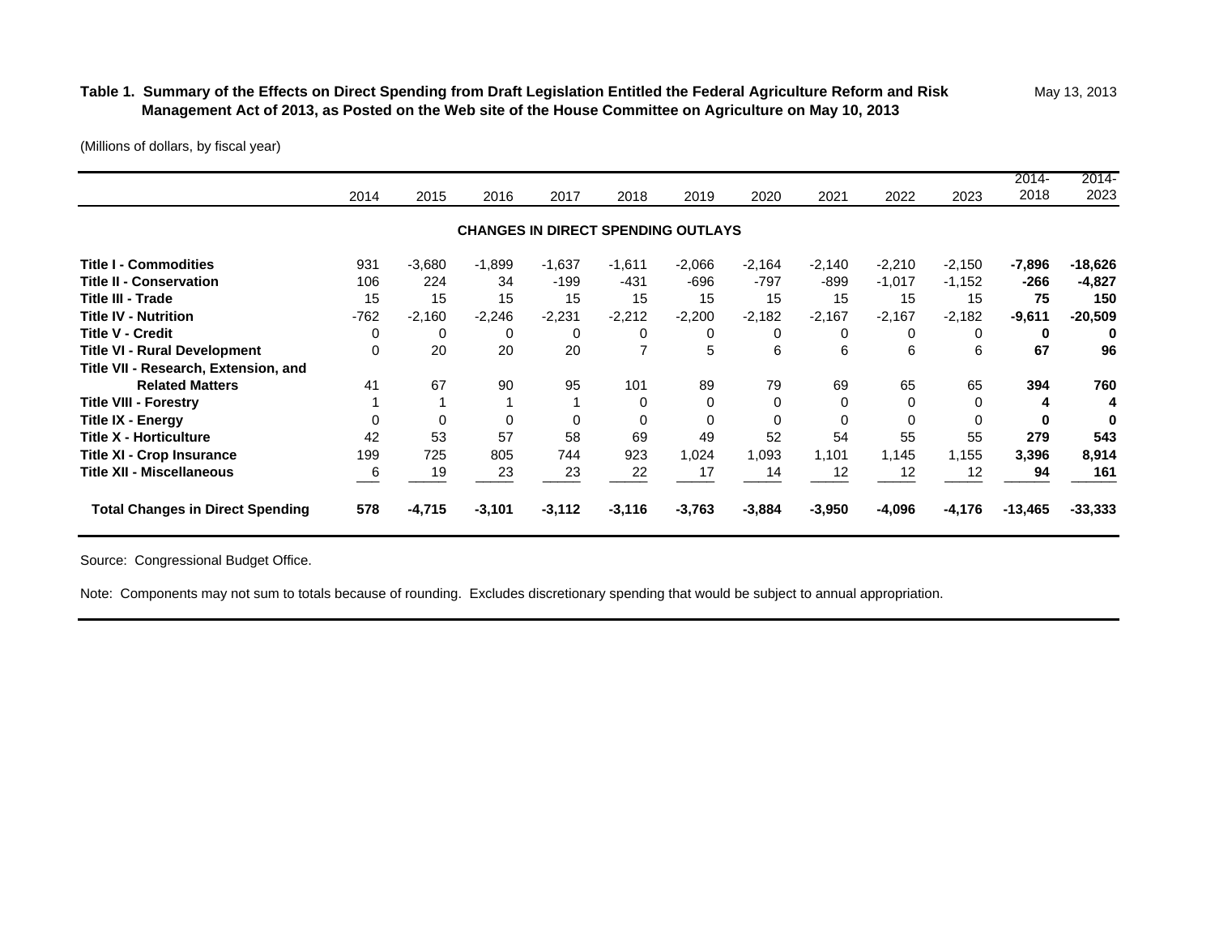**Table 1. Summary of the Effects on Direct Spending from Draft Legislation Entitled the Federal Agriculture Reform and Risk Management Act of 2013, as Posted on the Web site of the House Committee on Agriculture on May 10, 2013**

May 13, 2013

(Millions of dollars, by fiscal year)

| | 2014 | 2015 | 2016 | 2017 | 2018 | 2019 | 2020 | 2021 | 2022 | 2023 | 2014-2018 | 2014-2023 |
|---|---|---|---|---|---|---|---|---|---|---|---|---|
| **CHANGES IN DIRECT SPENDING OUTLAYS** | | | | | | | | | | | | |
| **Title I - Commodities** | 931 | -3,680 | -1,899 | -1,637 | -1,611 | -2,066 | -2,164 | -2,140 | -2,210 | -2,150 | **-7,896** | **-18,626** |
| **Title II - Conservation** | 106 | 224 | 34 | -199 | -431 | -696 | -797 | -899 | -1,017 | -1,152 | **-266** | **-4,827** |
| **Title III - Trade** | 15 | 15 | 15 | 15 | 15 | 15 | 15 | 15 | 15 | 15 | **75** | **150** |
| **Title IV - Nutrition** | -762 | -2,160 | -2,246 | -2,231 | -2,212 | -2,200 | -2,182 | -2,167 | -2,167 | -2,182 | **-9,611** | **-20,509** |
| **Title V - Credit** | 0 | 0 | 0 | 0 | 0 | 0 | 0 | 0 | 0 | 0 | **0** | **0** |
| **Title VI - Rural Development** | 0 | 20 | 20 | 20 | 7 | 5 | 6 | 6 | 6 | 6 | **67** | **96** |
| **Title VII - Research, Extension, and Related Matters** | 41 | 67 | 90 | 95 | 101 | 89 | 79 | 69 | 65 | 65 | **394** | **760** |
| **Title VIII - Forestry** | 1 | 1 | 1 | 1 | 0 | 0 | 0 | 0 | 0 | 0 | **4** | **4** |
| **Title IX - Energy** | 0 | 0 | 0 | 0 | 0 | 0 | 0 | 0 | 0 | 0 | **0** | **0** |
| **Title X - Horticulture** | 42 | 53 | 57 | 58 | 69 | 49 | 52 | 54 | 55 | 55 | **279** | **543** |
| **Title XI - Crop Insurance** | 199 | 725 | 805 | 744 | 923 | 1,024 | 1,093 | 1,101 | 1,145 | 1,155 | **3,396** | **8,914** |
| **Title XII - Miscellaneous** | 6 | 19 | 23 | 23 | 22 | 17 | 14 | 12 | 12 | 12 | **94** | **161** |
| **Total Changes in Direct Spending** | **578** | **-4,715** | **-3,101** | **-3,112** | **-3,116** | **-3,763** | **-3,884** | **-3,950** | **-4,096** | **-4,176** | **-13,465** | **-33,333** |

Source: Congressional Budget Office.

Note: Components may not sum to totals because of rounding. Excludes discretionary spending that would be subject to annual appropriation.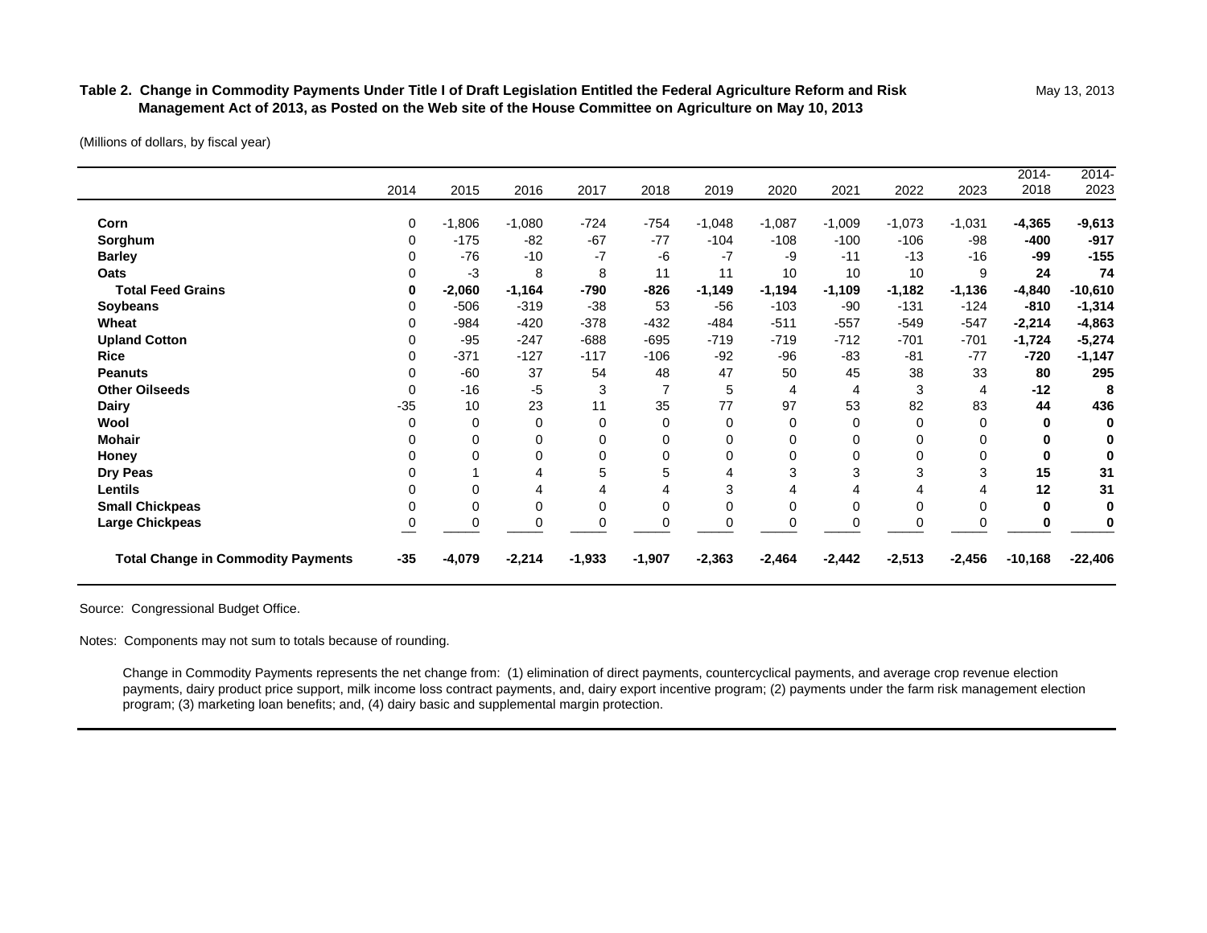**Table 2. Change in Commodity Payments Under Title I of Draft Legislation Entitled the Federal Agriculture Reform and Risk Management Act of 2013, as Posted on the Web site of the House Committee on Agriculture on May 10, 2013**

May 13, 2013

(Millions of dollars, by fiscal year)

| | 2014 | 2015 | 2016 | 2017 | 2018 | 2019 | 2020 | 2021 | 2022 | 2023 | 2014-2018 | 2014-2023 |
|---|---|---|---|---|---|---|---|---|---|---|---|---|
| **Corn** | 0 | -1,806 | -1,080 | -724 | -754 | -1,048 | -1,087 | -1,009 | -1,073 | -1,031 | **-4,365** | **-9,613** |
| **Sorghum** | 0 | -175 | -82 | -67 | -77 | -104 | -108 | -100 | -106 | -98 | **-400** | **-917** |
| **Barley** | 0 | -76 | -10 | -7 | -6 | -7 | -9 | -11 | -13 | -16 | **-99** | **-155** |
| **Oats** | 0 | -3 | 8 | 8 | 11 | 11 | 10 | 10 | 10 | 9 | **24** | **74** |
| **Total Feed Grains** | **0** | **-2,060** | **-1,164** | **-790** | **-826** | **-1,149** | **-1,194** | **-1,109** | **-1,182** | **-1,136** | **-4,840** | **-10,610** |
| **Soybeans** | 0 | -506 | -319 | -38 | 53 | -56 | -103 | -90 | -131 | -124 | **-810** | **-1,314** |
| **Wheat** | 0 | -984 | -420 | -378 | -432 | -484 | -511 | -557 | -549 | -547 | **-2,214** | **-4,863** |
| **Upland Cotton** | 0 | -95 | -247 | -688 | -695 | -719 | -719 | -712 | -701 | -701 | **-1,724** | **-5,274** |
| **Rice** | 0 | -371 | -127 | -117 | -106 | -92 | -96 | -83 | -81 | -77 | **-720** | **-1,147** |
| **Peanuts** | 0 | -60 | 37 | 54 | 48 | 47 | 50 | 45 | 38 | 33 | **80** | **295** |
| **Other Oilseeds** | 0 | -16 | -5 | 3 | 7 | 5 | 4 | 4 | 3 | 4 | **-12** | **8** |
| **Dairy** | -35 | 10 | 23 | 11 | 35 | 77 | 97 | 53 | 82 | 83 | **44** | **436** |
| **Wool** | 0 | 0 | 0 | 0 | 0 | 0 | 0 | 0 | 0 | 0 | **0** | **0** |
| **Mohair** | 0 | 0 | 0 | 0 | 0 | 0 | 0 | 0 | 0 | 0 | **0** | **0** |
| **Honey** | 0 | 0 | 0 | 0 | 0 | 0 | 0 | 0 | 0 | 0 | **0** | **0** |
| **Dry Peas** | 0 | 1 | 4 | 5 | 5 | 4 | 3 | 3 | 3 | 3 | **15** | **31** |
| **Lentils** | 0 | 0 | 4 | 4 | 4 | 3 | 4 | 4 | 4 | 4 | **12** | **31** |
| **Small Chickpeas** | 0 | 0 | 0 | 0 | 0 | 0 | 0 | 0 | 0 | 0 | **0** | **0** |
| **Large Chickpeas** | 0 | 0 | 0 | 0 | 0 | 0 | 0 | 0 | 0 | 0 | **0** | **0** |
| **Total Change in Commodity Payments** | **-35** | **-4,079** | **-2,214** | **-1,933** | **-1,907** | **-2,363** | **-2,464** | **-2,442** | **-2,513** | **-2,456** | **-10,168** | **-22,406** |

Source: Congressional Budget Office.

Notes: Components may not sum to totals because of rounding.

Change in Commodity Payments represents the net change from: (1) elimination of direct payments, countercyclical payments, and average crop revenue election payments, dairy product price support, milk income loss contract payments, and, dairy export incentive program; (2) payments under the farm risk management election program; (3) marketing loan benefits; and, (4) dairy basic and supplemental margin protection.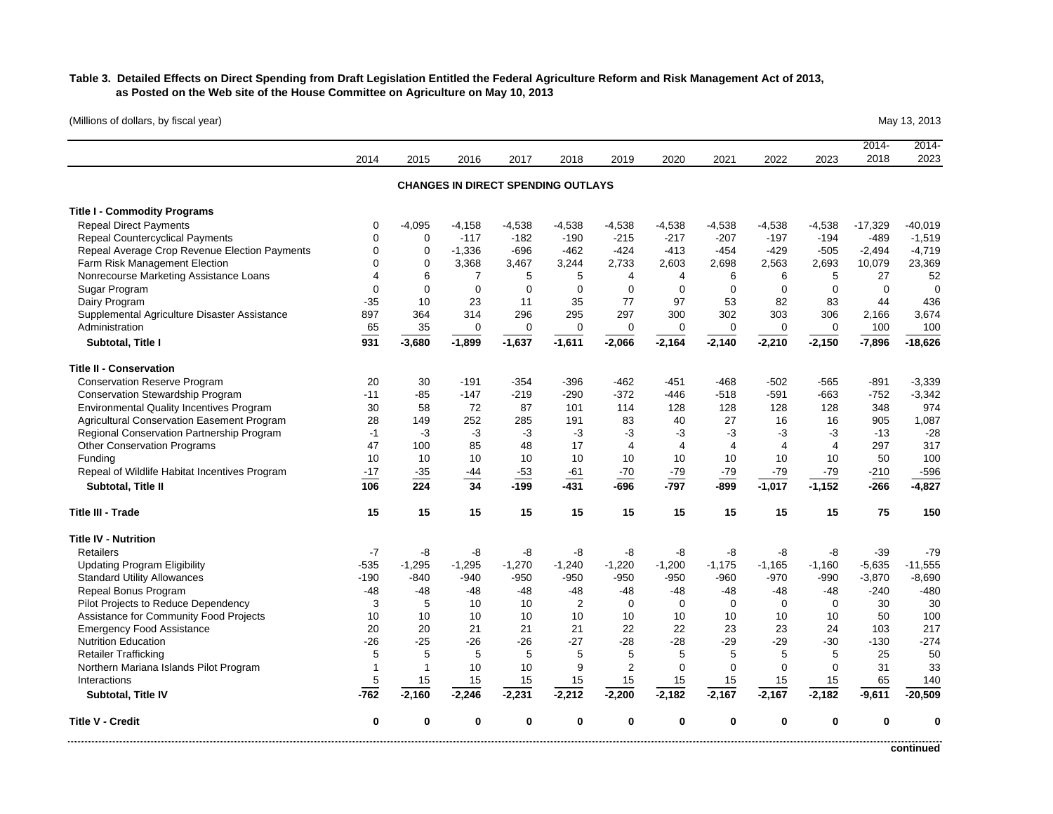**Table 3. Detailed Effects on Direct Spending from Draft Legislation Entitled the Federal Agriculture Reform and Risk Management Act of 2013, as Posted on the Web site of the House Committee on Agriculture on May 10, 2013**

(Millions of dollars, by fiscal year)

May 13, 2013

| | 2014 | 2015 | 2016 | 2017 | 2018 | 2019 | 2020 | 2021 | 2022 | 2023 | 2014-2018 | 2014-2023 |
|---|---|---|---|---|---|---|---|---|---|---|---|---|
| **CHANGES IN DIRECT SPENDING OUTLAYS** | | | | | | | | | | | | |
| **Title I - Commodity Programs** | | | | | | | | | | | | |
| Repeal Direct Payments | 0 | -4,095 | -4,158 | -4,538 | -4,538 | -4,538 | -4,538 | -4,538 | -4,538 | -4,538 | -17,329 | -40,019 |
| Repeal Countercyclical Payments | 0 | 0 | -117 | -182 | -190 | -215 | -217 | -207 | -197 | -194 | -489 | -1,519 |
| Repeal Average Crop Revenue Election Payments | 0 | 0 | -1,336 | -696 | -462 | -424 | -413 | -454 | -429 | -505 | -2,494 | -4,719 |
| Farm Risk Management Election | 0 | 0 | 3,368 | 3,467 | 3,244 | 2,733 | 2,603 | 2,698 | 2,563 | 2,693 | 10,079 | 23,369 |
| Nonrecourse Marketing Assistance Loans | 4 | 6 | 7 | 5 | 5 | 4 | 4 | 6 | 6 | 5 | 27 | 52 |
| Sugar Program | 0 | 0 | 0 | 0 | 0 | 0 | 0 | 0 | 0 | 0 | 0 | 0 |
| Dairy Program | -35 | 10 | 23 | 11 | 35 | 77 | 97 | 53 | 82 | 83 | 44 | 436 |
| Supplemental Agriculture Disaster Assistance | 897 | 364 | 314 | 296 | 295 | 297 | 300 | 302 | 303 | 306 | 2,166 | 3,674 |
| Administration | 65 | 35 | 0 | 0 | 0 | 0 | 0 | 0 | 0 | 0 | 100 | 100 |
| **Subtotal, Title I** | **931** | **-3,680** | **-1,899** | **-1,637** | **-1,611** | **-2,066** | **-2,164** | **-2,140** | **-2,210** | **-2,150** | **-7,896** | **-18,626** |
| **Title II - Conservation** | | | | | | | | | | | | |
| Conservation Reserve Program | 20 | 30 | -191 | -354 | -396 | -462 | -451 | -468 | -502 | -565 | -891 | -3,339 |
| Conservation Stewardship Program | -11 | -85 | -147 | -219 | -290 | -372 | -446 | -518 | -591 | -663 | -752 | -3,342 |
| Environmental Quality Incentives Program | 30 | 58 | 72 | 87 | 101 | 114 | 128 | 128 | 128 | 128 | 348 | 974 |
| Agricultural Conservation Easement Program | 28 | 149 | 252 | 285 | 191 | 83 | 40 | 27 | 16 | 16 | 905 | 1,087 |
| Regional Conservation Partnership Program | -1 | -3 | -3 | -3 | -3 | -3 | -3 | -3 | -3 | -3 | -13 | -28 |
| Other Conservation Programs | 47 | 100 | 85 | 48 | 17 | 4 | 4 | 4 | 4 | 4 | 297 | 317 |
| Funding | 10 | 10 | 10 | 10 | 10 | 10 | 10 | 10 | 10 | 10 | 50 | 100 |
| Repeal of Wildlife Habitat Incentives Program | -17 | -35 | -44 | -53 | -61 | -70 | -79 | -79 | -79 | -79 | -210 | -596 |
| **Subtotal, Title II** | **106** | **224** | **34** | **-199** | **-431** | **-696** | **-797** | **-899** | **-1,017** | **-1,152** | **-266** | **-4,827** |
| **Title III - Trade** | **15** | **15** | **15** | **15** | **15** | **15** | **15** | **15** | **15** | **15** | **75** | **150** |
| **Title IV - Nutrition** | | | | | | | | | | | | |
| Retailers | -7 | -8 | -8 | -8 | -8 | -8 | -8 | -8 | -8 | -8 | -39 | -79 |
| Updating Program Eligibility | -535 | -1,295 | -1,295 | -1,270 | -1,240 | -1,220 | -1,200 | -1,175 | -1,165 | -1,160 | -5,635 | -11,555 |
| Standard Utility Allowances | -190 | -840 | -940 | -950 | -950 | -950 | -950 | -960 | -970 | -990 | -3,870 | -8,690 |
| Repeal Bonus Program | -48 | -48 | -48 | -48 | -48 | -48 | -48 | -48 | -48 | -48 | -240 | -480 |
| Pilot Projects to Reduce Dependency | 3 | 5 | 10 | 10 | 2 | 0 | 0 | 0 | 0 | 0 | 30 | 30 |
| Assistance for Community Food Projects | 10 | 10 | 10 | 10 | 10 | 10 | 10 | 10 | 10 | 10 | 50 | 100 |
| Emergency Food Assistance | 20 | 20 | 21 | 21 | 21 | 22 | 22 | 23 | 23 | 24 | 103 | 217 |
| Nutrition Education | -26 | -25 | -26 | -26 | -27 | -28 | -28 | -29 | -29 | -30 | -130 | -274 |
| Retailer Trafficking | 5 | 5 | 5 | 5 | 5 | 5 | 5 | 5 | 5 | 5 | 25 | 50 |
| Northern Mariana Islands Pilot Program | 1 | 1 | 10 | 10 | 9 | 2 | 0 | 0 | 0 | 0 | 31 | 33 |
| Interactions | 5 | 15 | 15 | 15 | 15 | 15 | 15 | 15 | 15 | 15 | 65 | 140 |
| **Subtotal, Title IV** | **-762** | **-2,160** | **-2,246** | **-2,231** | **-2,212** | **-2,200** | **-2,182** | **-2,167** | **-2,167** | **-2,182** | **-9,611** | **-20,509** |
| **Title V - Credit** | **0** | **0** | **0** | **0** | **0** | **0** | **0** | **0** | **0** | **0** | **0** | **0** |

**continued**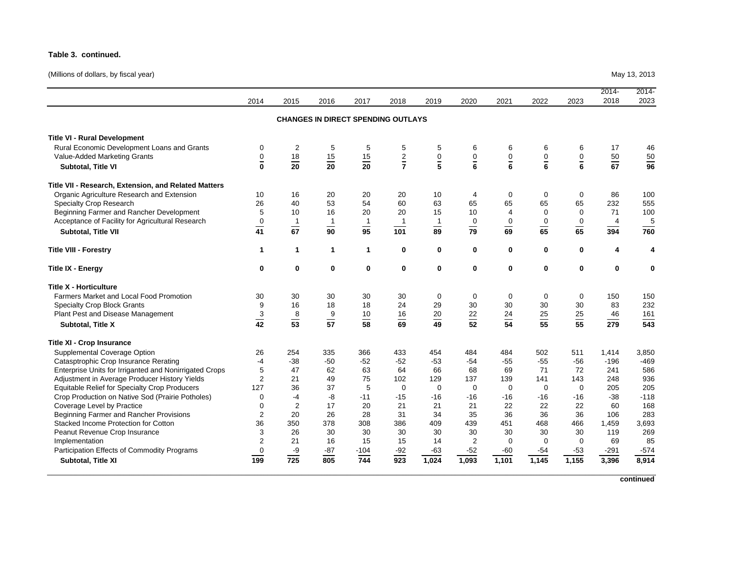**Table 3. continued.**

(Millions of dollars, by fiscal year)

May 13, 2013

| | 2014 | 2015 | 2016 | 2017 | 2018 | 2019 | 2020 | 2021 | 2022 | 2023 | 2014-2018 | 2014-2023 |
|---|---|---|---|---|---|---|---|---|---|---|---|---|
| **CHANGES IN DIRECT SPENDING OUTLAYS** | | | | | | | | | | | | |
| **Title VI - Rural Development** | | | | | | | | | | | | |
| Rural Economic Development Loans and Grants | 0 | 2 | 5 | 5 | 5 | 5 | 6 | 6 | 6 | 6 | 17 | 46 |
| Value-Added Marketing Grants | 0 | 18 | 15 | 15 | 2 | 0 | 0 | 0 | 0 | 0 | 50 | 50 |
| **Subtotal, Title VI** | **0** | **20** | **20** | **20** | **7** | **5** | **6** | **6** | **6** | **6** | **67** | **96** |
| **Title VII - Research, Extension, and Related Matters** | | | | | | | | | | | | |
| Organic Agriculture Research and Extension | 10 | 16 | 20 | 20 | 20 | 10 | 4 | 0 | 0 | 0 | 86 | 100 |
| Specialty Crop Research | 26 | 40 | 53 | 54 | 60 | 63 | 65 | 65 | 65 | 65 | 232 | 555 |
| Beginning Farmer and Rancher Development | 5 | 10 | 16 | 20 | 20 | 15 | 10 | 4 | 0 | 0 | 71 | 100 |
| Acceptance of Facility for Agricultural Research | 0 | 1 | 1 | 1 | 1 | 1 | 0 | 0 | 0 | 0 | 4 | 5 |
| **Subtotal, Title VII** | **41** | **67** | **90** | **95** | **101** | **89** | **79** | **69** | **65** | **65** | **394** | **760** |
| **Title VIII - Forestry** | **1** | **1** | **1** | **1** | **0** | **0** | **0** | **0** | **0** | **0** | **4** | **4** |
| **Title IX - Energy** | **0** | **0** | **0** | **0** | **0** | **0** | **0** | **0** | **0** | **0** | **0** | **0** |
| **Title X - Horticulture** | | | | | | | | | | | | |
| Farmers Market and Local Food Promotion | 30 | 30 | 30 | 30 | 30 | 0 | 0 | 0 | 0 | 0 | 150 | 150 |
| Specialty Crop Block Grants | 9 | 16 | 18 | 18 | 24 | 29 | 30 | 30 | 30 | 30 | 83 | 232 |
| Plant Pest and Disease Management | 3 | 8 | 9 | 10 | 16 | 20 | 22 | 24 | 25 | 25 | 46 | 161 |
| **Subtotal, Title X** | **42** | **53** | **57** | **58** | **69** | **49** | **52** | **54** | **55** | **55** | **279** | **543** |
| **Title XI - Crop Insurance** | | | | | | | | | | | | |
| Supplemental Coverage Option | 26 | 254 | 335 | 366 | 433 | 454 | 484 | 484 | 502 | 511 | 1,414 | 3,850 |
| Catasptrophic Crop Insurance Rerating | -4 | -38 | -50 | -52 | -52 | -53 | -54 | -55 | -55 | -56 | -196 | -469 |
| Enterprise Units for Irriganted and Nonirrigated Crops | 5 | 47 | 62 | 63 | 64 | 66 | 68 | 69 | 71 | 72 | 241 | 586 |
| Adjustment in Average Producer History Yields | 2 | 21 | 49 | 75 | 102 | 129 | 137 | 139 | 141 | 143 | 248 | 936 |
| Equitable Relief for Specialty Crop Producers | 127 | 36 | 37 | 5 | 0 | 0 | 0 | 0 | 0 | 0 | 205 | 205 |
| Crop Production on Native Sod (Prairie Potholes) | 0 | -4 | -8 | -11 | -15 | -16 | -16 | -16 | -16 | -16 | -38 | -118 |
| Coverage Level by Practice | 0 | 2 | 17 | 20 | 21 | 21 | 21 | 22 | 22 | 22 | 60 | 168 |
| Beginning Farmer and Rancher Provisions | 2 | 20 | 26 | 28 | 31 | 34 | 35 | 36 | 36 | 36 | 106 | 283 |
| Stacked Income Protection for Cotton | 36 | 350 | 378 | 308 | 386 | 409 | 439 | 451 | 468 | 466 | 1,459 | 3,693 |
| Peanut Revenue Crop Insurance | 3 | 26 | 30 | 30 | 30 | 30 | 30 | 30 | 30 | 30 | 119 | 269 |
| Implementation | 2 | 21 | 16 | 15 | 15 | 14 | 2 | 0 | 0 | 0 | 69 | 85 |
| Participation Effects of Commodity Programs | 0 | -9 | -87 | -104 | -92 | -63 | -52 | -60 | -54 | -53 | -291 | -574 |
| **Subtotal, Title XI** | **199** | **725** | **805** | **744** | **923** | **1,024** | **1,093** | **1,101** | **1,145** | **1,155** | **3,396** | **8,914** |

**continued**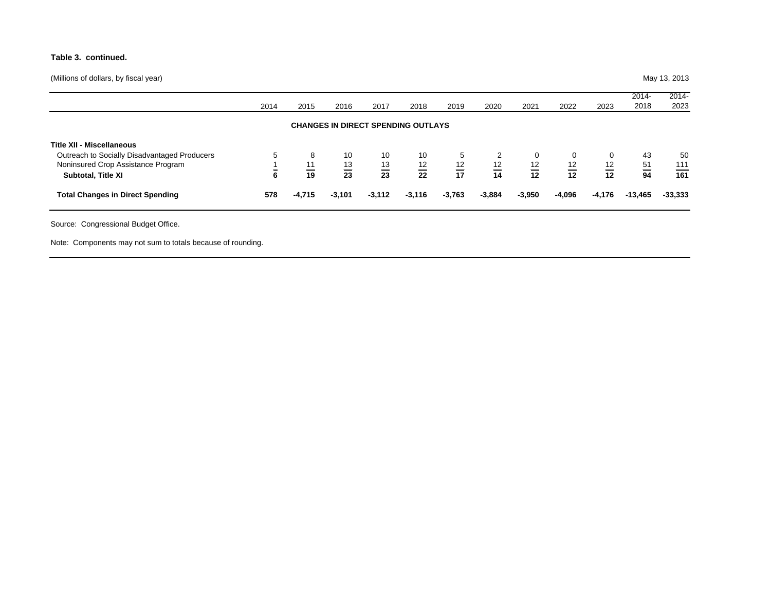**Table 3. continued.**

(Millions of dollars, by fiscal year)

May 13, 2013

| | 2014 | 2015 | 2016 | 2017 | 2018 | 2019 | 2020 | 2021 | 2022 | 2023 | 2014-2018 | 2014-2023 |
|---|---|---|---|---|---|---|---|---|---|---|---|---|
| **CHANGES IN DIRECT SPENDING OUTLAYS** | | | | | | | | | | | | |
| **Title XII - Miscellaneous** | | | | | | | | | | | | |
| Outreach to Socially Disadvantaged Producers | 5 | 8 | 10 | 10 | 10 | 5 | 2 | 0 | 0 | 0 | 43 | 50 |
| Noninsured Crop Assistance Program | 1 | 11 | 13 | 13 | 12 | 12 | 12 | 12 | 12 | 12 | 51 | 111 |
| **Subtotal, Title XI** | **6** | **19** | **23** | **23** | **22** | **17** | **14** | **12** | **12** | **12** | **94** | **161** |
| **Total Changes in Direct Spending** | **578** | **-4,715** | **-3,101** | **-3,112** | **-3,116** | **-3,763** | **-3,884** | **-3,950** | **-4,096** | **-4,176** | **-13,465** | **-33,333** |

Source: Congressional Budget Office.

Note: Components may not sum to totals because of rounding.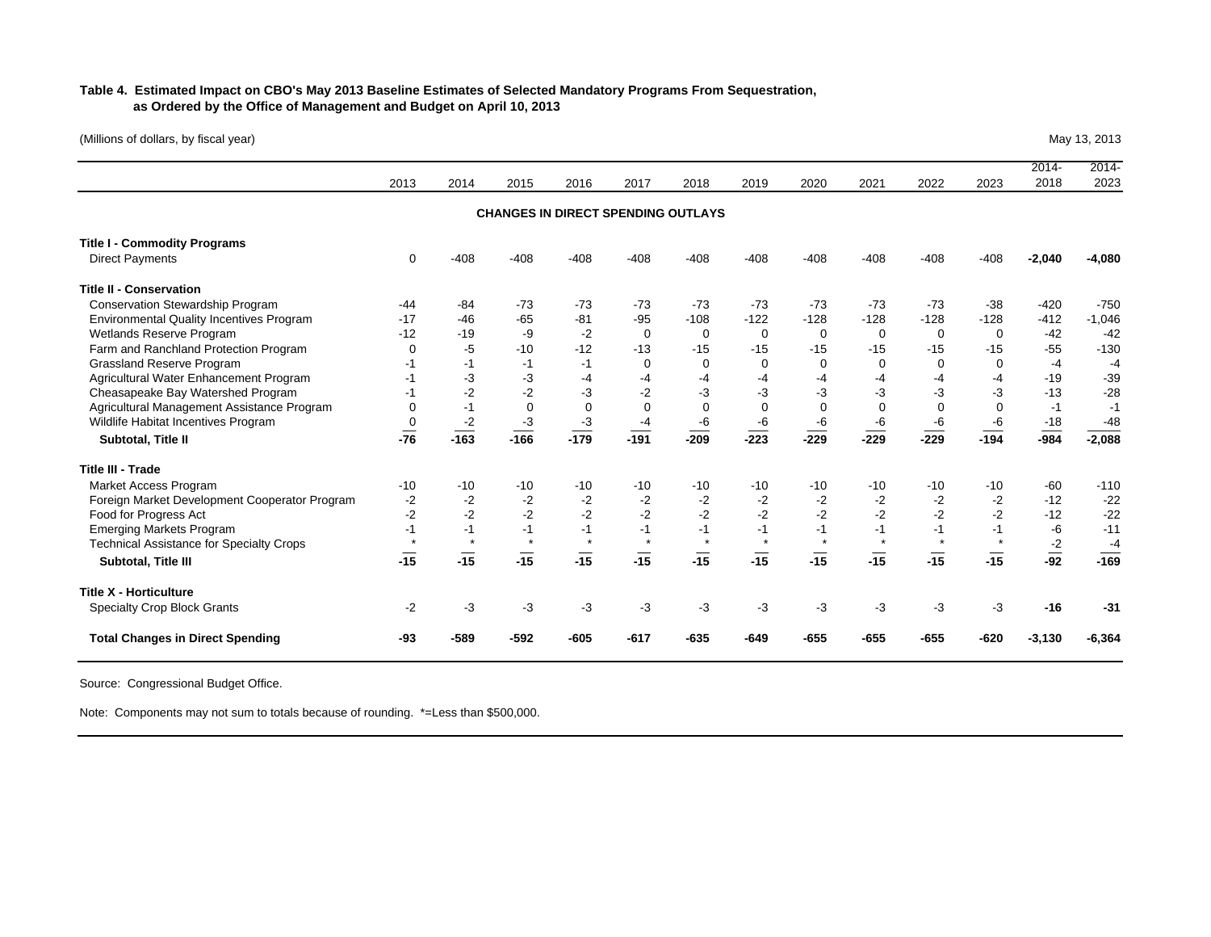**Table 4. Estimated Impact on CBO's May 2013 Baseline Estimates of Selected Mandatory Programs From Sequestration, as Ordered by the Office of Management and Budget on April 10, 2013**

(Millions of dollars, by fiscal year)

May 13, 2013

| | 2013 | 2014 | 2015 | 2016 | 2017 | 2018 | 2019 | 2020 | 2021 | 2022 | 2023 | 2014-2018 | 2014-2023 |
|---|---|---|---|---|---|---|---|---|---|---|---|---|---|
| **CHANGES IN DIRECT SPENDING OUTLAYS** | | | | | | | | | | | | | |
| **Title I - Commodity Programs** | | | | | | | | | | | | | |
| Direct Payments | 0 | -408 | -408 | -408 | -408 | -408 | -408 | -408 | -408 | -408 | -408 | **-2,040** | **-4,080** |
| **Title II - Conservation** | | | | | | | | | | | | | |
| Conservation Stewardship Program | -44 | -84 | -73 | -73 | -73 | -73 | -73 | -73 | -73 | -73 | -38 | -420 | -750 |
| Environmental Quality Incentives Program | -17 | -46 | -65 | -81 | -95 | -108 | -122 | -128 | -128 | -128 | -128 | -412 | -1,046 |
| Wetlands Reserve Program | -12 | -19 | -9 | -2 | 0 | 0 | 0 | 0 | 0 | 0 | 0 | -42 | -42 |
| Farm and Ranchland Protection Program | 0 | -5 | -10 | -12 | -13 | -15 | -15 | -15 | -15 | -15 | -15 | -55 | -130 |
| Grassland Reserve Program | -1 | -1 | -1 | -1 | 0 | 0 | 0 | 0 | 0 | 0 | 0 | -4 | -4 |
| Agricultural Water Enhancement Program | -1 | -3 | -3 | -4 | -4 | -4 | -4 | -4 | -4 | -4 | -4 | -19 | -39 |
| Cheasapeake Bay Watershed Program | -1 | -2 | -2 | -3 | -2 | -3 | -3 | -3 | -3 | -3 | -3 | -13 | -28 |
| Agricultural Management Assistance Program | 0 | -1 | 0 | 0 | 0 | 0 | 0 | 0 | 0 | 0 | 0 | -1 | -1 |
| Wildlife Habitat Incentives Program | 0 | -2 | -3 | -3 | -4 | -6 | -6 | -6 | -6 | -6 | -6 | -18 | -48 |
| **Subtotal, Title II** | **-76** | **-163** | **-166** | **-179** | **-191** | **-209** | **-223** | **-229** | **-229** | **-229** | **-194** | **-984** | **-2,088** |
| **Title III - Trade** | | | | | | | | | | | | | |
| Market Access Program | -10 | -10 | -10 | -10 | -10 | -10 | -10 | -10 | -10 | -10 | -10 | -60 | -110 |
| Foreign Market Development Cooperator Program | -2 | -2 | -2 | -2 | -2 | -2 | -2 | -2 | -2 | -2 | -2 | -12 | -22 |
| Food for Progress Act | -2 | -2 | -2 | -2 | -2 | -2 | -2 | -2 | -2 | -2 | -2 | -12 | -22 |
| Emerging Markets Program | -1 | -1 | -1 | -1 | -1 | -1 | -1 | -1 | -1 | -1 | -1 | -6 | -11 |
| Technical Assistance for Specialty Crops | * | * | * | * | * | * | * | * | * | * | * | -2 | -4 |
| **Subtotal, Title III** | **-15** | **-15** | **-15** | **-15** | **-15** | **-15** | **-15** | **-15** | **-15** | **-15** | **-15** | **-92** | **-169** |
| **Title X - Horticulture** | | | | | | | | | | | | | |
| Specialty Crop Block Grants | -2 | -3 | -3 | -3 | -3 | -3 | -3 | -3 | -3 | -3 | -3 | **-16** | **-31** |
| **Total Changes in Direct Spending** | **-93** | **-589** | **-592** | **-605** | **-617** | **-635** | **-649** | **-655** | **-655** | **-655** | **-620** | **-3,130** | **-6,364** |

Source: Congressional Budget Office.

Note: Components may not sum to totals because of rounding. *=Less than $500,000.